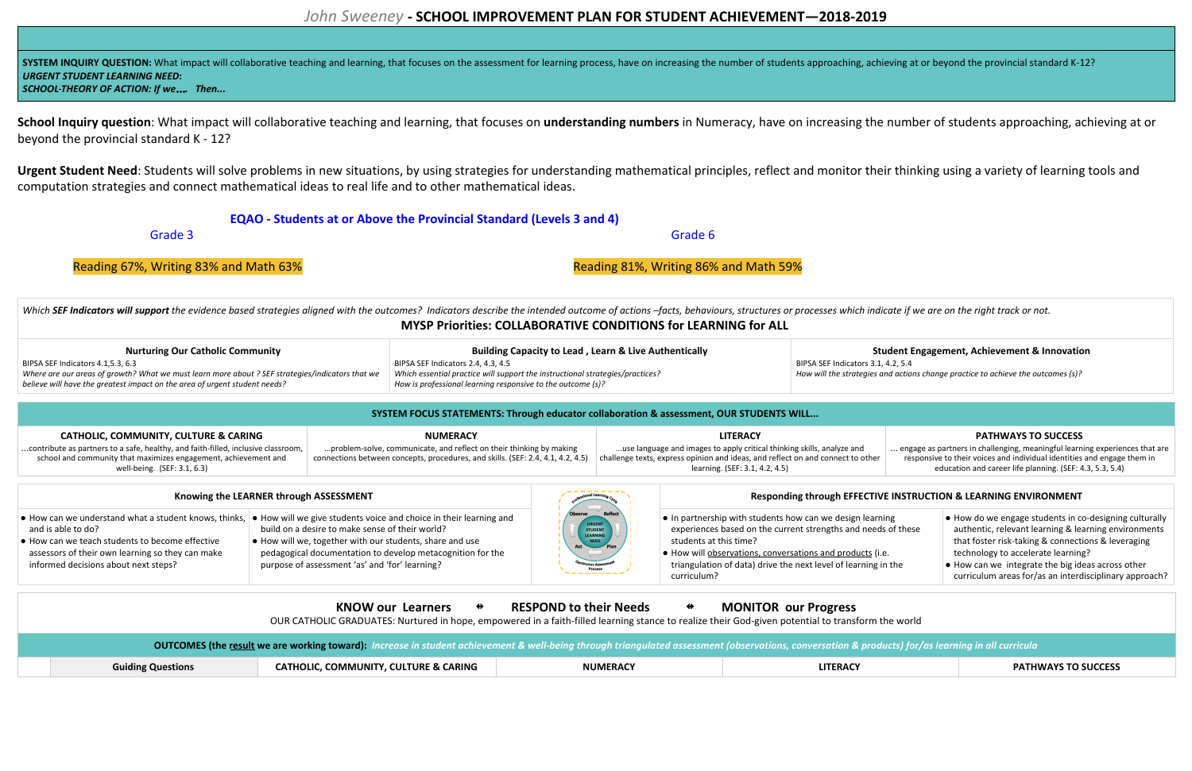# John Sweeney - SCHOOL IMPROVEMENT PLAN FOR STUDENT ACHIEVEMENT—2018-2019

**SYSTEM INQUIRY QUESTION:** What impact will collaborative teaching and learning, that focuses on the assessment for learning process, have on increasing the number of students approaching, achieving at or beyond the provincial standard K-12?
***URGENT STUDENT LEARNING NEED:***
***SCHOOL-THEORY OF ACTION: If we…. Then…***

**School Inquiry question**: What impact will collaborative teaching and learning, that focuses on **understanding numbers** in Numeracy, have on increasing the number of students approaching, achieving at or beyond the provincial standard K - 12?

**Urgent Student Need**: Students will solve problems in new situations, by using strategies for understanding mathematical principles, reflect and monitor their thinking using a variety of learning tools and computation strategies and connect mathematical ideas to real life and to other mathematical ideas.

**EQAO - Students at or Above the Provincial Standard (Levels 3 and 4)**

| Grade 3 | Grade 6 |
|---|---|
| Reading 67%, Writing 83% and Math 63% | Reading 81%, Writing 86% and Math 59% |

*Which* ***SEF Indicators will support*** *the evidence based strategies aligned with the outcomes? Indicators describe the intended outcome of actions –facts, behaviours, structures or processes which indicate if we are on the right track or not.*

**MYSP Priorities: COLLABORATIVE CONDITIONS for LEARNING for ALL**

| Nurturing Our Catholic Community | Building Capacity to Lead , Learn & Live Authentically | Student Engagement, Achievement & Innovation |
|---|---|---|
| BIPSA SEF Indicators 4.1,5.3, 6.3<br>*Where are our areas of growth? What we must learn more about ? SEF strategies/indicators that we believe will have the greatest impact on the area of urgent student needs?* | BIPSA SEF Indicators 2.4, 4.3, 4.5<br>*Which essential practice will support the instructional strategies/practices?*<br>*How is professional learning responsive to the outcome (s)?* | BIPSA SEF Indicators 3.1, 4.2, 5.4<br>*How will the strategies and actions change practice to achieve the outcomes (s)?* |

**SYSTEM FOCUS STATEMENTS: Through educator collaboration & assessment, OUR STUDENTS WILL…**

| CATHOLIC, COMMUNITY, CULTURE & CARING | NUMERACY | LITERACY | PATHWAYS TO SUCCESS |
|---|---|---|---|
| …contribute as partners to a safe, healthy, and faith-filled, inclusive classroom, school and community that maximizes engagement, achievement and well-being. (SEF: 3.1, 6.3) | …problem-solve, communicate, and reflect on their thinking by making connections between concepts, procedures, and skills. (SEF: 2.4, 4.1, 4.2, 4.5) | …use language and images to apply critical thinking skills, analyze and challenge texts, express opinion and ideas, and reflect on and connect to other learning. (SEF: 3.1, 4.2, 4.5) | … engage as partners in challenging, meaningful learning experiences that are responsive to their voices and individual identities and engage them in education and career life planning. (SEF: 4.3, 5.3, 5.4) |

**Knowing the LEARNER through ASSESSMENT**

- How can we understand what a student knows, thinks, and is able to do?
- How can we teach students to become effective assessors of their own learning so they can make informed decisions about next steps?
- How will we give students voice and choice in their learning and build on a desire to make sense of their world?
- How will we, together with our students, share and use pedagogical documentation to develop metacognition for the purpose of assessment 'as' and 'for' learning?

Professional Learning Cycle: Observe – Reflect – Plan – Act — URGENT STUDENT LEARNING NEED — Continuous Assessment Process

**Responding through EFFECTIVE INSTRUCTION & LEARNING ENVIRONMENT**

- In partnership with students how can we design learning experiences based on the current strengths and needs of these students at this time?
- How will observations, conversations and products (i.e. triangulation of data) drive the next level of learning in the curriculum?
- How do we engage students in co-designing culturally authentic, relevant learning & learning environments that foster risk-taking & connections & leveraging technology to accelerate learning?
- How can we integrate the big ideas across other curriculum areas for/as an interdisciplinary approach?

**KNOW our Learners ⇹ RESPOND to their Needs ⇹ MONITOR our Progress**

OUR CATHOLIC GRADUATES: Nurtured in hope, empowered in a faith-filled learning stance to realize their God-given potential to transform the world

**OUTCOMES (the result we are working toward):** *Increase in student achievement & well-being through triangulated assessment (observations, conversation & products) for/as learning in all curricula*

| | Guiding Questions | CATHOLIC, COMMUNITY, CULTURE & CARING | NUMERACY | LITERACY | PATHWAYS TO SUCCESS |
|---|---|---|---|---|---|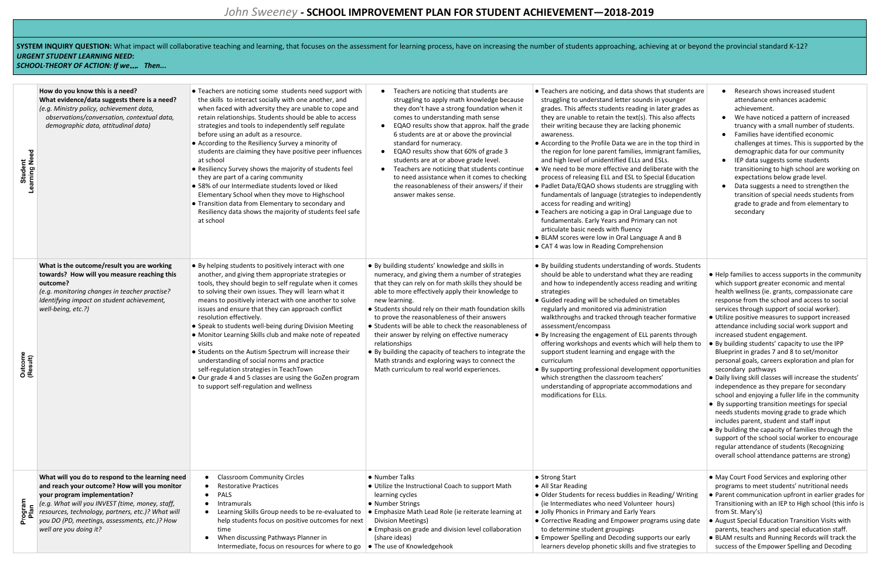# John Sweeney - SCHOOL IMPROVEMENT PLAN FOR STUDENT ACHIEVEMENT—2018-2019

**SYSTEM INQUIRY QUESTION:** What impact will collaborative teaching and learning, that focuses on the assessment for learning process, have on increasing the number of students approaching, achieving at or beyond the provincial standard K-12?

***URGENT STUDENT LEARNING NEED:***

***SCHOOL-THEORY OF ACTION: If we…. Then...***

| | | | | | |
|---|---|---|---|---|---|
| **Student Learning Need** | **How do you know this is a need? What evidence/data suggests there is a need?** *(e.g. Ministry policy, achievement data, observations/conversation, contextual data, demographic data, attitudinal data)* | • Teachers are noticing some students need support with the skills to interact socially with one another, and when faced with adversity they are unable to cope and retain relationships. Students should be able to access strategies and tools to independently self regulate before using an adult as a resource.<br>• According to the Resiliency Survey a minority of students are claiming they have positive peer influences at school<br>• Resiliency Survey shows the majority of students feel they are part of a caring community<br>• 58% of our Intermediate students loved or liked Elementary School when they move to Highschool<br>• Transition data from Elementary to secondary and Resiliency data shows the majority of students feel safe at school | • Teachers are noticing that students are struggling to apply math knowledge because they don't have a strong foundation when it comes to understanding math sense<br>• EQAO results show that approx. half the grade 6 students are at or above the provincial standard for numeracy.<br>• EQAO results show that 60% of grade 3 students are at or above grade level.<br>• Teachers are noticing that students continue to need assistance when it comes to checking the reasonableness of their answers/ if their answer makes sense. | • Teachers are noticing, and data shows that students are struggling to understand letter sounds in younger grades. This affects students reading in later grades as they are unable to retain the text(s). This also affects their writing because they are lacking phonemic awareness.<br>• According to the Profile Data we are in the top third in the region for lone parent families, immigrant families, and high level of unidentified ELLs and ESLs.<br>• We need to be more effective and deliberate with the process of releasing ELL and ESL to Special Education<br>• Padlet Data/EQAO shows students are struggling with fundamentals of language (strategies to independently access for reading and writing)<br>• Teachers are noticing a gap in Oral Language due to fundamentals. Early Years and Primary can not articulate basic needs with fluency<br>• BLAM scores were low in Oral Language A and B<br>• CAT 4 was low in Reading Comprehension | • Research shows increased student attendance enhances academic achievement.<br>• We have noticed a pattern of increased truancy with a small number of students.<br>• Families have identified economic challenges at times. This is supported by the demographic data for our community<br>• IEP data suggests some students transitioning to high school are working on expectations below grade level.<br>• Data suggests a need to strengthen the transition of special needs students from grade to grade and from elementary to secondary |
| **Outcome (Result)** | **What is the outcome/result you are working towards? How will you measure reaching this outcome?** *(e.g. monitoring changes in teacher practise? Identifying impact on student achievement, well-being, etc.?)* | • By helping students to positively interact with one another, and giving them appropriate strategies or tools, they should begin to self regulate when it comes to solving their own issues. They will learn what it means to positively interact with one another to solve issues and ensure that they can approach conflict resolution effectively.<br>• Speak to students well-being during Division Meeting<br>• Monitor Learning Skills club and make note of repeated visits<br>• Students on the Autism Spectrum will increase their understanding of social norms and practice self-regulation strategies in TeachTown<br>• Our grade 4 and 5 classes are using the GoZen program to support self-regulation and wellness | • By building students' knowledge and skills in numeracy, and giving them a number of strategies that they can rely on for math skills they should be able to more effectively apply their knowledge to new learning.<br>• Students should rely on their math foundation skills to prove the reasonableness of their answers<br>• Students will be able to check the reasonableness of their answer by relying on effective numeracy relationships<br>• By building the capacity of teachers to integrate the Math strands and exploring ways to connect the Math curriculum to real world experiences. | • By building students understanding of words. Students should be able to understand what they are reading and how to independently access reading and writing strategies<br>• Guided reading will be scheduled on timetables regularly and monitored via administration walkthroughs and tracked through teacher formative assessment/encompass<br>• By Increasing the engagement of ELL parents through offering workshops and events which will help them to support student learning and engage with the curriculum<br>• By supporting professional development opportunities which strengthen the classroom teachers' understanding of appropriate accommodations and modifications for ELLs. | • Help families to access supports in the community which support greater economic and mental health wellness (ie. grants, compassionate care response from the school and access to social services through support of social worker).<br>• Utilize positive measures to support increased attendance including social work support and increased student engagement.<br>• By building students' capacity to use the IPP Blueprint in grades 7 and 8 to set/monitor personal goals, careers exploration and plan for secondary pathways<br>• Daily living skill classes will increase the students' independence as they prepare for secondary school and enjoying a fuller life in the community<br>• By supporting transition meetings for special needs students moving grade to grade which includes parent, student and staff input<br>• By building the capacity of families through the support of the school social worker to encourage regular attendance of students (Recognizing overall school attendance patterns are strong) |
| **Program Plan** | **What will you do to respond to the learning need and reach your outcome? How will you monitor your program implementation?** *(e.g. What will you INVEST (time, money, staff, resources, technology, partners, etc.)? What will you DO (PD, meetings, assessments, etc.)? How well are you doing it?* | • Classroom Community Circles<br>• Restorative Practices<br>• PALS<br>• Intramurals<br>• Learning Skills Group needs to be re-evaluated to help students focus on positive outcomes for next time<br>• When discussing Pathways Planner in Intermediate, focus on resources for where to go | • Number Talks<br>• Utilize the Instructional Coach to support Math learning cycles<br>• Number Strings<br>• Emphasize Math Lead Role (ie reiterate learning at Division Meetings)<br>• Emphasis on grade and division level collaboration (share ideas)<br>• The use of Knowledgehook | • Strong Start<br>• All Star Reading<br>• Older Students for recess buddies in Reading/ Writing (ie Intermediates who need Volunteer hours)<br>• Jolly Phonics in Primary and Early Years<br>• Corrective Reading and Empower programs using date to determine student groupings<br>• Empower Spelling and Decoding supports our early learners develop phonetic skills and five strategies to | • May Court Food Services and exploring other programs to meet students' nutritional needs<br>• Parent communication upfront in earlier grades for Transitioning with an IEP to High school (this info is from St. Mary's)<br>• August Special Education Transition Visits with parents, teachers and special education staff.<br>• BLAM results and Running Records will track the success of the Empower Spelling and Decoding |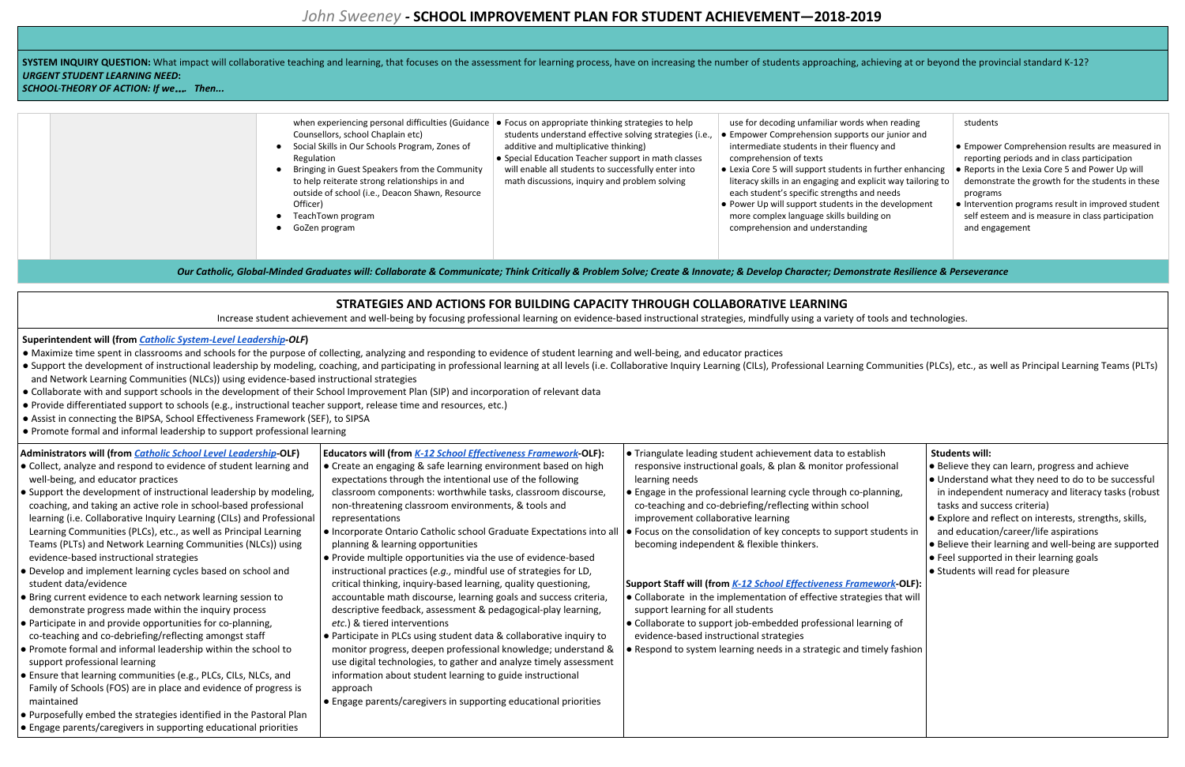# *John Sweeney* - SCHOOL IMPROVEMENT PLAN FOR STUDENT ACHIEVEMENT—2018-2019

**SYSTEM INQUIRY QUESTION:** What impact will collaborative teaching and learning, that focuses on the assessment for learning process, have on increasing the number of students approaching, achieving at or beyond the provincial standard K-12?
***URGENT STUDENT LEARNING NEED*:**
***SCHOOL-THEORY OF ACTION: If we…. Then...***

| | | | | | |
|---|---|---|---|---|---|
| | | when experiencing personal difficulties (Guidance Counsellors, school Chaplain etc)<br>● Social Skills in Our Schools Program, Zones of Regulation<br>● Bringing in Guest Speakers from the Community to help reiterate strong relationships in and outside of school (i.e., Deacon Shawn, Resource Officer)<br>● TeachTown program<br>● GoZen program | ● Focus on appropriate thinking strategies to help students understand effective solving strategies (i.e., additive and multiplicative thinking)<br>● Special Education Teacher support in math classes will enable all students to successfully enter into math discussions, inquiry and problem solving | use for decoding unfamiliar words when reading<br>● Empower Comprehension supports our junior and intermediate students in their fluency and comprehension of texts<br>● Lexia Core 5 will support students in further enhancing literacy skills in an engaging and explicit way tailoring to each student's specific strengths and needs<br>● Power Up will support students in the development more complex language skills building on comprehension and understanding | students<br><br>● Empower Comprehension results are measured in reporting periods and in class participation<br>● Reports in the Lexia Core 5 and Power Up will demonstrate the growth for the students in these programs<br>● Intervention programs result in improved student self esteem and is measure in class participation and engagement |

***Our Catholic, Global-Minded Graduates will: Collaborate & Communicate; Think Critically & Problem Solve; Create & Innovate; & Develop Character; Demonstrate Resilience & Perseverance***

## STRATEGIES AND ACTIONS FOR BUILDING CAPACITY THROUGH COLLABORATIVE LEARNING

Increase student achievement and well-being by focusing professional learning on evidence-based instructional strategies, mindfully using a variety of tools and technologies.

**Superintendent will (from *Catholic System-Level Leadership-OLF*)**

- Maximize time spent in classrooms and schools for the purpose of collecting, analyzing and responding to evidence of student learning and well-being, and educator practices
- Support the development of instructional leadership by modeling, coaching, and participating in professional learning at all levels (i.e. Collaborative Inquiry Learning (CILs), Professional Learning Communities (PLCs), etc., as well as Principal Learning Teams (PLTs) and Network Learning Communities (NLCs)) using evidence-based instructional strategies
- Collaborate with and support schools in the development of their School Improvement Plan (SIP) and incorporation of relevant data
- Provide differentiated support to schools (e.g., instructional teacher support, release time and resources, etc.)
- Assist in connecting the BIPSA, School Effectiveness Framework (SEF), to SIPSA
- Promote formal and informal leadership to support professional learning

| Administrators will (from *Catholic School Level Leadership*-OLF) | Educators will (from *K-12 School Effectiveness Framework*-OLF): | | Students will: |
|---|---|---|---|
| ● Collect, analyze and respond to evidence of student learning and well-being, and educator practices<br>● Support the development of instructional leadership by modeling, coaching, and taking an active role in school-based professional learning (i.e. Collaborative Inquiry Learning (CILs) and Professional Learning Communities (PLCs), etc., as well as Principal Learning Teams (PLTs) and Network Learning Communities (NLCs)) using evidence-based instructional strategies<br>● Develop and implement learning cycles based on school and student data/evidence<br>● Bring current evidence to each network learning session to demonstrate progress made within the inquiry process<br>● Participate in and provide opportunities for co-planning, co-teaching and co-debriefing/reflecting amongst staff<br>● Promote formal and informal leadership within the school to support professional learning<br>● Ensure that learning communities (e.g., PLCs, CILs, NLCs, and Family of Schools (FOS) are in place and evidence of progress is maintained<br>● Purposefully embed the strategies identified in the Pastoral Plan<br>● Engage parents/caregivers in supporting educational priorities | ● Create an engaging & safe learning environment based on high expectations through the intentional use of the following classroom components: worthwhile tasks, classroom discourse, non-threatening classroom environments, & tools and representations<br>● Incorporate Ontario Catholic school Graduate Expectations into all planning & learning opportunities<br>● Provide multiple opportunities via the use of evidence-based instructional practices (*e.g.*, mindful use of strategies for LD, critical thinking, inquiry-based learning, quality questioning, accountable math discourse, learning goals and success criteria, descriptive feedback, assessment & pedagogical-play learning, *etc.*) & tiered interventions<br>● Participate in PLCs using student data & collaborative inquiry to monitor progress, deepen professional knowledge; understand & use digital technologies, to gather and analyze timely assessment information about student learning to guide instructional approach<br>● Engage parents/caregivers in supporting educational priorities | ● Triangulate leading student achievement data to establish responsive instructional goals, & plan & monitor professional learning needs<br>● Engage in the professional learning cycle through co-planning, co-teaching and co-debriefing/reflecting within school improvement collaborative learning<br>● Focus on the consolidation of key concepts to support students in becoming independent & flexible thinkers.<br><br>**Support Staff will (from *K-12 School Effectiveness Framework*-OLF):**<br>● Collaborate in the implementation of effective strategies that will support learning for all students<br>● Collaborate to support job-embedded professional learning of evidence-based instructional strategies<br>● Respond to system learning needs in a strategic and timely fashion | ● Believe they can learn, progress and achieve<br>● Understand what they need to do to be successful in independent numeracy and literacy tasks (robust tasks and success criteria)<br>● Explore and reflect on interests, strengths, skills, and education/career/life aspirations<br>● Believe their learning and well-being are supported<br>● Feel supported in their learning goals<br>● Students will read for pleasure |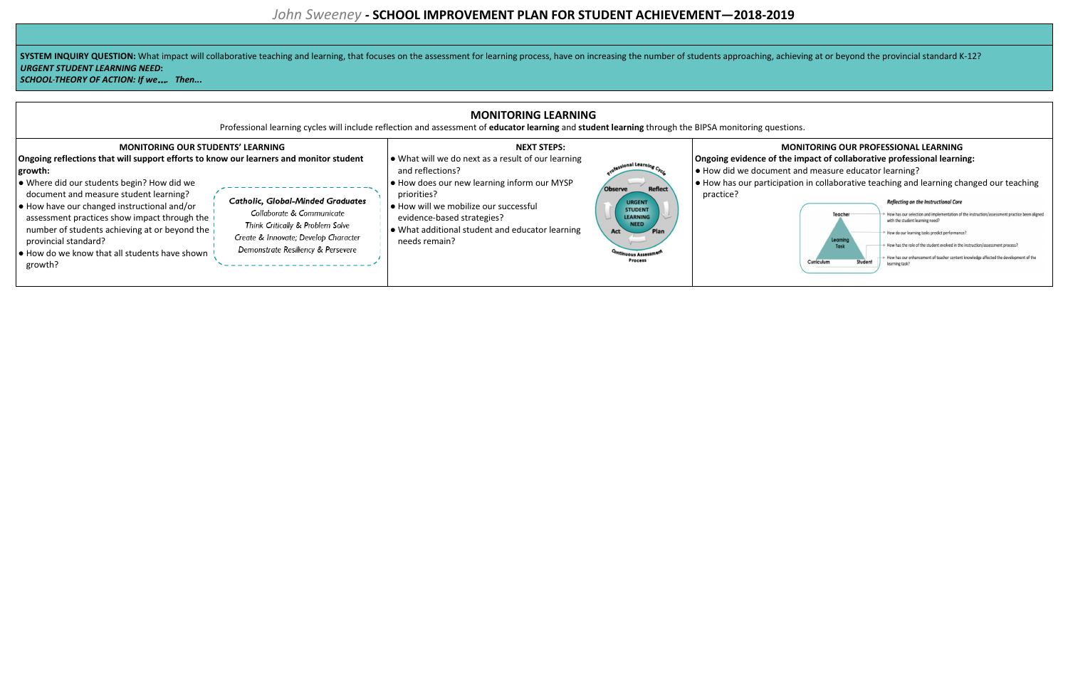# *John Sweeney* - SCHOOL IMPROVEMENT PLAN FOR STUDENT ACHIEVEMENT—2018-2019

**SYSTEM INQUIRY QUESTION:** What impact will collaborative teaching and learning, that focuses on the assessment for learning process, have on increasing the number of students approaching, achieving at or beyond the provincial standard K-12?

***URGENT STUDENT LEARNING NEED*:**

***SCHOOL-THEORY OF ACTION: If we…. Then…***

## MONITORING LEARNING

Professional learning cycles will include reflection and assessment of **educator learning** and **student learning** through the BIPSA monitoring questions.

### MONITORING OUR STUDENTS' LEARNING

**Ongoing reflections that will support efforts to know our learners and monitor student growth:**

- Where did our students begin? How did we document and measure student learning?
- How have our changed instructional and/or assessment practices show impact through the number of students achieving at or beyond the provincial standard?
- How do we know that all students have shown growth?

***Catholic, Global-Minded Graduates***

*Collaborate & Communicate*
*Think Critically & Problem Solve*
*Create & Innovate; Develop Character*
*Demonstrate Resiliency & Persevere*

### NEXT STEPS:

- What will we do next as a result of our learning and reflections?
- How does our new learning inform our MYSP priorities?
- How will we mobilize our successful evidence-based strategies?
- What additional student and educator learning needs remain?

Professional Learning Cycle
Observe
Reflect
URGENT STUDENT LEARNING NEED
Act
Plan
Continuous Assessment Process

### MONITORING OUR PROFESSIONAL LEARNING

**Ongoing evidence of the impact of collaborative professional learning:**

- How did we document and measure educator learning?
- How has our participation in collaborative teaching and learning changed our teaching practice?

***Reflecting on the Instructional Core***

Teacher
Learning Task
Curriculum
Student

- How has our selection and implementation of the instruction/assessment practice been aligned with the student learning need?
- How do our learning tasks predict performance?
- How has the role of the student evolved in the instruction/assessment process?
- How has our enhancement of teacher content knowledge affected the development of the learning task?